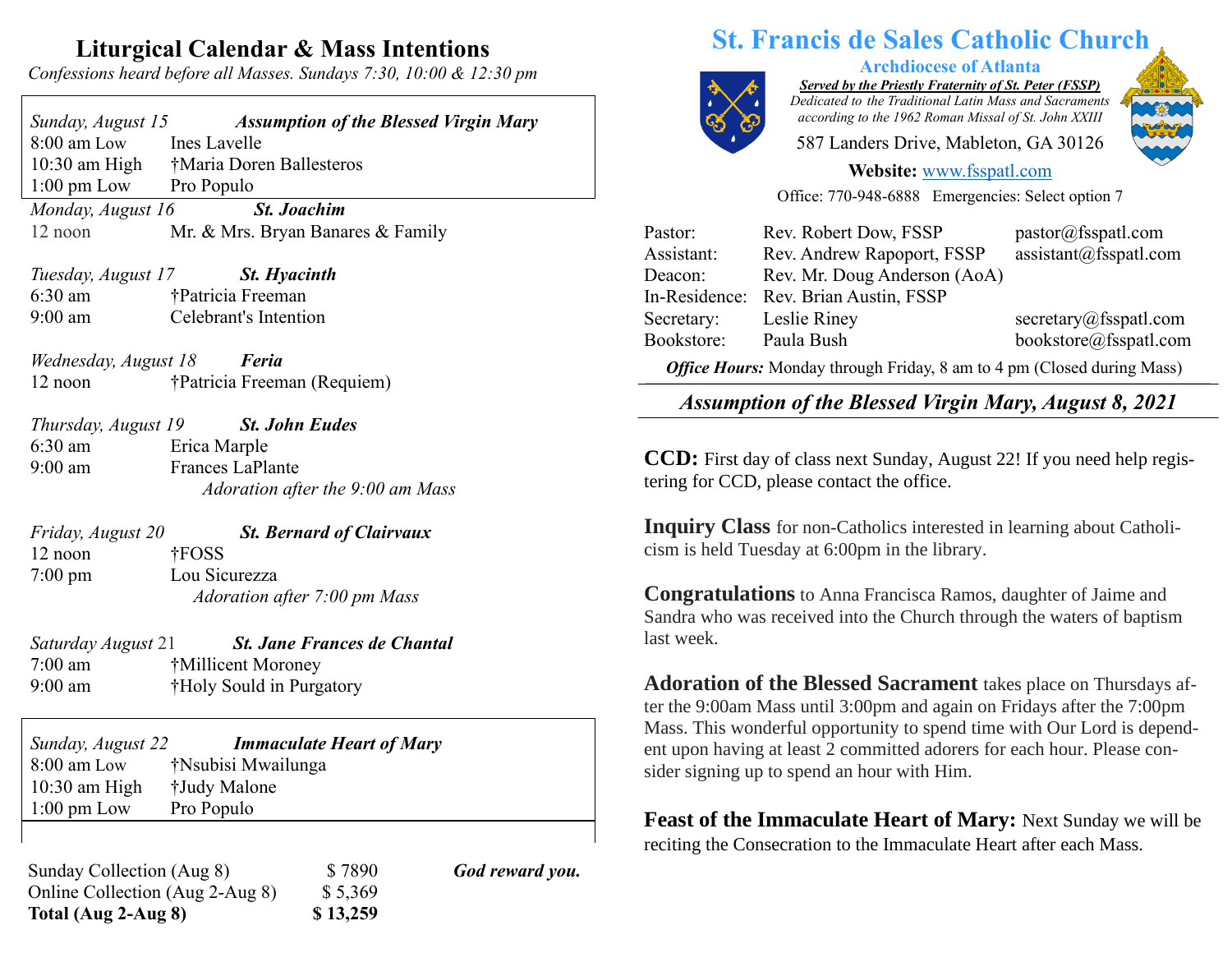# Liturgical Calendar & Mass Intentions

*Confessions heard before all Masses. Sundays 7:30, 10:00 & 12:30 pm*

*Sunday, August 15* — ***Assumption of the Blessed Virgin Mary***

| | |
|---|---|
| 8:00 am Low | Ines Lavelle |
| 10:30 am High | †Maria Doren Ballesteros |
| 1:00 pm Low | Pro Populo |

*Monday, August 16* — ***St. Joachim***

| | |
|---|---|
| 12 noon | Mr. & Mrs. Bryan Banares & Family |

*Tuesday, August 17* — ***St. Hyacinth***

| | |
|---|---|
| 6:30 am | †Patricia Freeman |
| 9:00 am | Celebrant's Intention |

*Wednesday, August 18* — ***Feria***

| | |
|---|---|
| 12 noon | †Patricia Freeman (Requiem) |

*Thursday, August 19* — ***St. John Eudes***

| | |
|---|---|
| 6:30 am | Erica Marple |
| 9:00 am | Frances LaPlante |

*Adoration after the 9:00 am Mass*

*Friday, August 20* — ***St. Bernard of Clairvaux***

| | |
|---|---|
| 12 noon | †FOSS |
| 7:00 pm | Lou Sicurezza |

*Adoration after 7:00 pm Mass*

*Saturday August 21* — ***St. Jane Frances de Chantal***

| | |
|---|---|
| 7:00 am | †Millicent Moroney |
| 9:00 am | †Holy Sould in Purgatory |

*Sunday, August 22* — ***Immaculate Heart of Mary***

| | |
|---|---|
| 8:00 am Low | †Nsubisi Mwailunga |
| 10:30 am High | †Judy Malone |
| 1:00 pm Low | Pro Populo |

| | | |
|---|---|---|
| Sunday Collection (Aug 8) | $ 7890 | ***God reward you.*** |
| Online Collection (Aug 2-Aug 8) | $ 5,369 | |
| **Total (Aug 2-Aug 8)** | **$ 13,259** | |

# St. Francis de Sales Catholic Church

**Archdiocese of Atlanta**

***Served by the Priestly Fraternity of St. Peter (FSSP)***

*Dedicated to the Traditional Latin Mass and Sacraments according to the 1962 Roman Missal of St. John XXIII*

587 Landers Drive, Mableton, GA 30126

**Website:** www.fsspatl.com

Office: 770-948-6888 Emergencies: Select option 7

| | | |
|---|---|---|
| Pastor: | Rev. Robert Dow, FSSP | pastor@fsspatl.com |
| Assistant: | Rev. Andrew Rapoport, FSSP | assistant@fsspatl.com |
| Deacon: | Rev. Mr. Doug Anderson (AoA) | |
| In-Residence: | Rev. Brian Austin, FSSP | |
| Secretary: | Leslie Riney | secretary@fsspatl.com |
| Bookstore: | Paula Bush | bookstore@fsspatl.com |

***Office Hours:*** Monday through Friday, 8 am to 4 pm (Closed during Mass)

## *Assumption of the Blessed Virgin Mary, August 8, 2021*

**CCD:** First day of class next Sunday, August 22! If you need help registering for CCD, please contact the office.

**Inquiry Class** for non-Catholics interested in learning about Catholicism is held Tuesday at 6:00pm in the library.

**Congratulations** to Anna Francisca Ramos, daughter of Jaime and Sandra who was received into the Church through the waters of baptism last week.

**Adoration of the Blessed Sacrament** takes place on Thursdays after the 9:00am Mass until 3:00pm and again on Fridays after the 7:00pm Mass. This wonderful opportunity to spend time with Our Lord is dependent upon having at least 2 committed adorers for each hour. Please consider signing up to spend an hour with Him.

**Feast of the Immaculate Heart of Mary:** Next Sunday we will be reciting the Consecration to the Immaculate Heart after each Mass.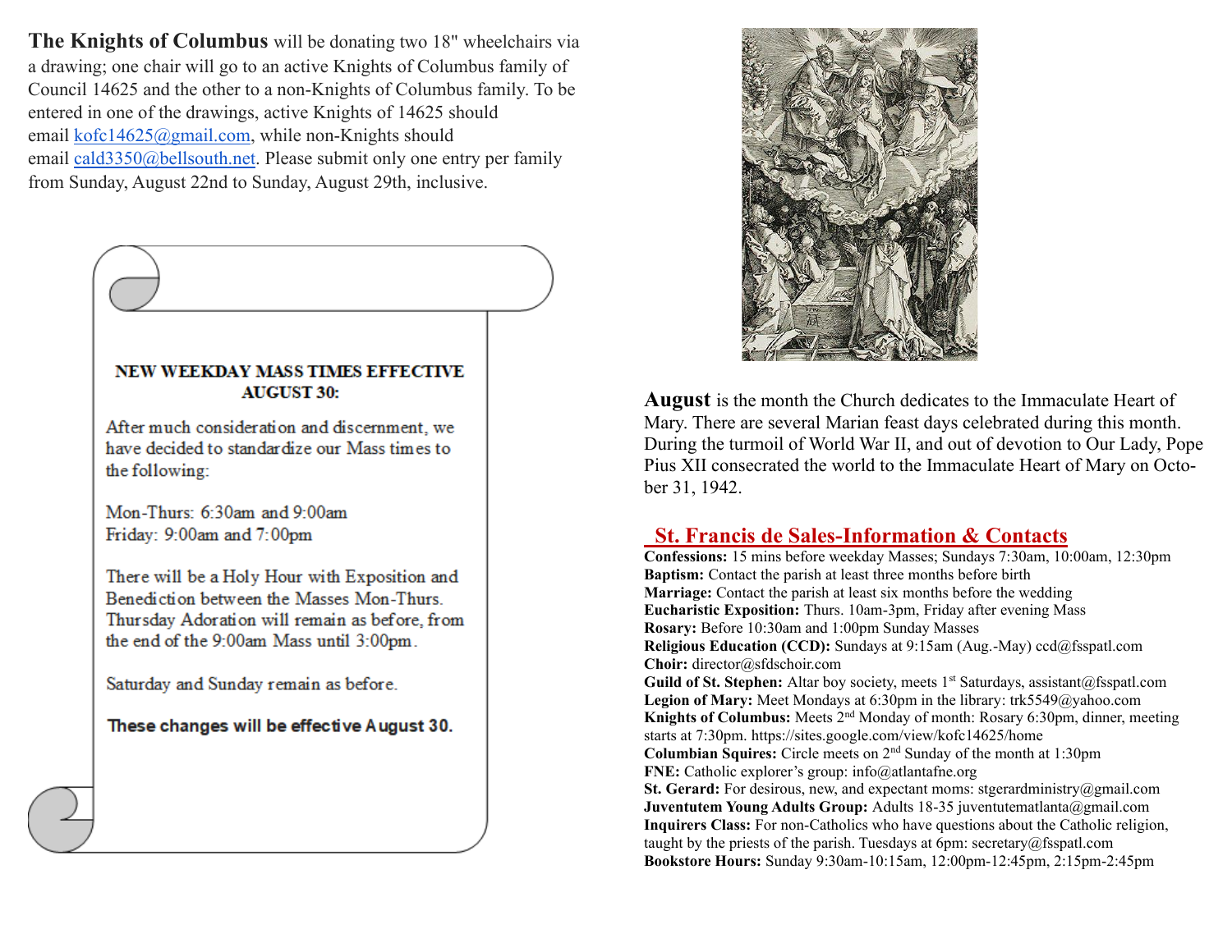**The Knights of Columbus** will be donating two 18" wheelchairs via a drawing; one chair will go to an active Knights of Columbus family of Council 14625 and the other to a non-Knights of Columbus family. To be entered in one of the drawings, active Knights of 14625 should email kofc14625@gmail.com, while non-Knights should email cald3350@bellsouth.net. Please submit only one entry per family from Sunday, August 22nd to Sunday, August 29th, inclusive.

**NEW WEEKDAY MASS TIMES EFFECTIVE AUGUST 30:**

After much consideration and discernment, we have decided to standardize our Mass times to the following:

Mon-Thurs: 6:30am and 9:00am
Friday: 9:00am and 7:00pm

There will be a Holy Hour with Exposition and Benediction between the Masses Mon-Thurs. Thursday Adoration will remain as before, from the end of the 9:00am Mass until 3:00pm.

Saturday and Sunday remain as before.

**These changes will be effective August 30.**

**August** is the month the Church dedicates to the Immaculate Heart of Mary. There are several Marian feast days celebrated during this month. During the turmoil of World War II, and out of devotion to Our Lady, Pope Pius XII consecrated the world to the Immaculate Heart of Mary on October 31, 1942.

## St. Francis de Sales-Information & Contacts

**Confessions:** 15 mins before weekday Masses; Sundays 7:30am, 10:00am, 12:30pm
**Baptism:** Contact the parish at least three months before birth
**Marriage:** Contact the parish at least six months before the wedding
**Eucharistic Exposition:** Thurs. 10am-3pm, Friday after evening Mass
**Rosary:** Before 10:30am and 1:00pm Sunday Masses
**Religious Education (CCD):** Sundays at 9:15am (Aug.-May) ccd@fsspatl.com
**Choir:** director@sfdschoir.com
**Guild of St. Stephen:** Altar boy society, meets 1st Saturdays, assistant@fsspatl.com
**Legion of Mary:** Meet Mondays at 6:30pm in the library: trk5549@yahoo.com
**Knights of Columbus:** Meets 2nd Monday of month: Rosary 6:30pm, dinner, meeting starts at 7:30pm. https://sites.google.com/view/kofc14625/home
**Columbian Squires:** Circle meets on 2nd Sunday of the month at 1:30pm
**FNE:** Catholic explorer's group: info@atlantafne.org
**St. Gerard:** For desirous, new, and expectant moms: stgerardministry@gmail.com
**Juventutem Young Adults Group:** Adults 18-35 juventutematlanta@gmail.com
**Inquirers Class:** For non-Catholics who have questions about the Catholic religion, taught by the priests of the parish. Tuesdays at 6pm: secretary@fsspatl.com
**Bookstore Hours:** Sunday 9:30am-10:15am, 12:00pm-12:45pm, 2:15pm-2:45pm